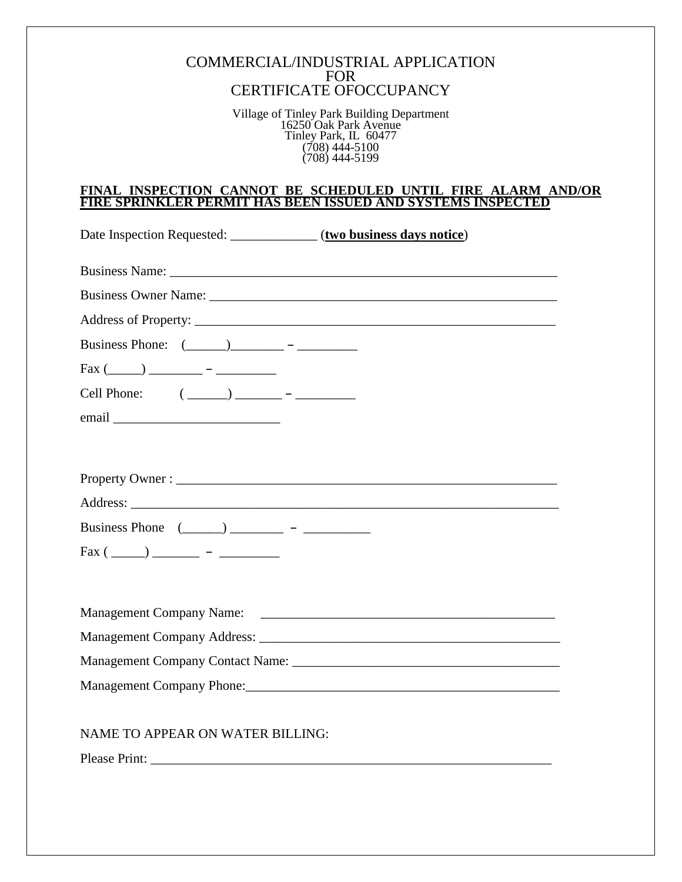# COMMERCIAL/INDUSTRIAL APPLICATION FOR CERTIFICATE OFOCCUPANCY

Village of Tinley Park Building Department
16250 Oak Park Avenue
Tinley Park, IL 60477
(708) 444-5100
(708) 444-5199

**FINAL INSPECTION CANNOT BE SCHEDULED UNTIL FIRE ALARM AND/OR FIRE SPRINKLER PERMIT HAS BEEN ISSUED AND SYSTEMS INSPECTED**

Date Inspection Requested: _____________ (**two business days notice**)

Business Name: ___________________________________________________________

Business Owner Name: _____________________________________________________

Address of Property: _______________________________________________________

Business Phone: (______)________ – _________

Fax (_____) ________ – _________

Cell Phone: ( ______) _______ – _________

email _________________________

Property Owner : ___________________________________________________________

Address: _________________________________________________________________

Business Phone (______) ________ – __________

Fax ( _____) _______ – _________

Management Company Name: _____________________________________________

Management Company Address: ___________________________________________

Management Company Contact Name: _______________________________________

Management Company Phone:_____________________________________________

NAME TO APPEAR ON WATER BILLING:

Please Print: _______________________________________________________________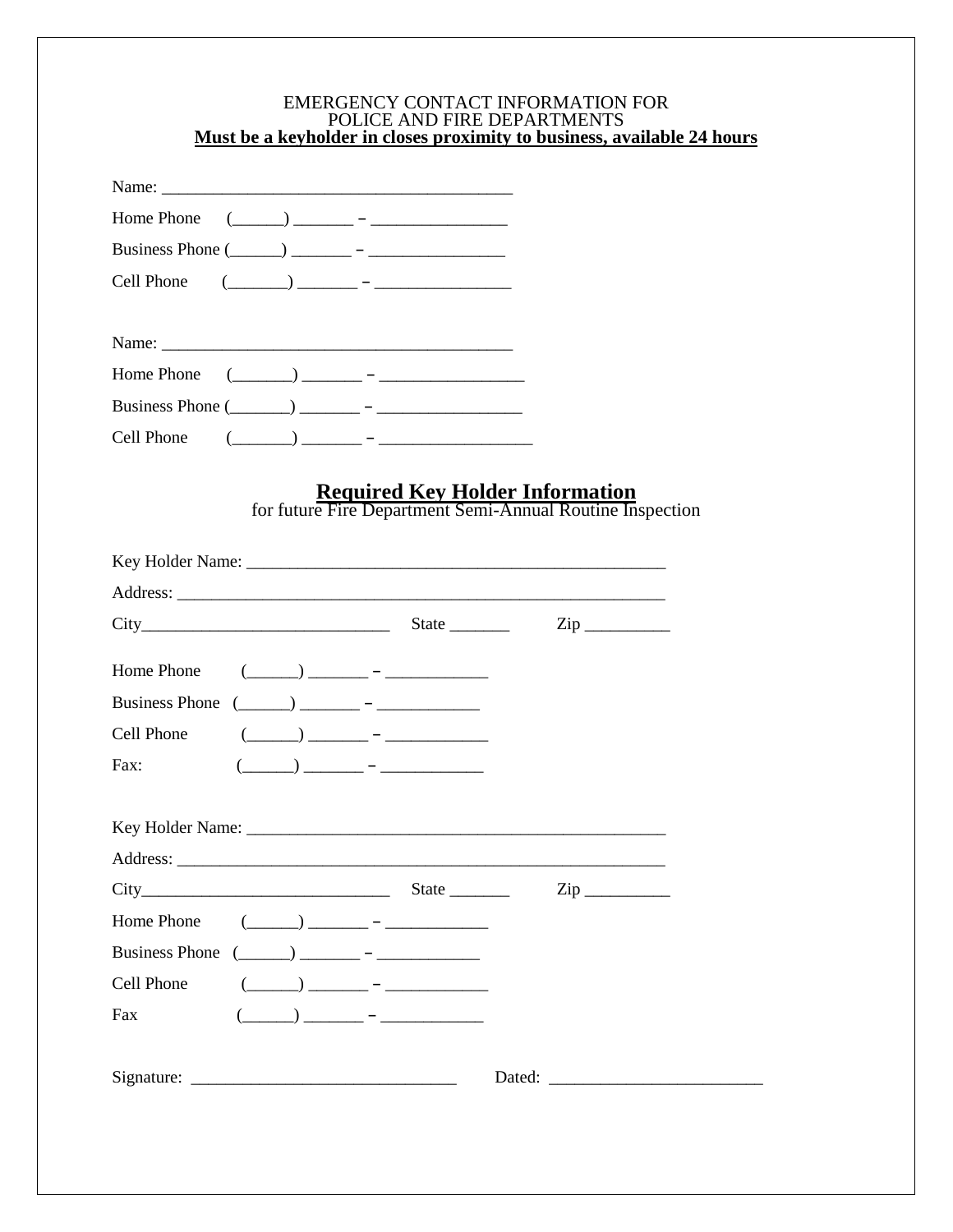EMERGENCY CONTACT INFORMATION FOR
POLICE AND FIRE DEPARTMENTS
**Must be a keyholder in closes proximity to business, available 24 hours**

Name: ________________________________________

Home Phone (______) _______ – ________________

Business Phone (______) _______ – ________________

Cell Phone (_______) _______ – ________________

Name: ________________________________________

Home Phone (_______) _______ – _________________

Business Phone (_______) _______ – _________________

Cell Phone (_______) _______ – __________________

## Required Key Holder Information

for future Fire Department Semi-Annual Routine Inspection

Key Holder Name: _______________________________________________

Address: _______________________________________________________

City_____________________________ State _______ Zip __________

Home Phone (______) _______ – ____________

Business Phone (______) _______ – ____________

Cell Phone (______) _______ – ____________

Fax: (______) _______ – ____________

Key Holder Name: _______________________________________________

Address: _______________________________________________________

City_____________________________ State _______ Zip __________

Home Phone (______) _______ – ____________

Business Phone (______) _______ – ____________

Cell Phone (______) _______ – ____________

Fax (______) _______ – ____________

Signature: ______________________________ Dated: ________________________